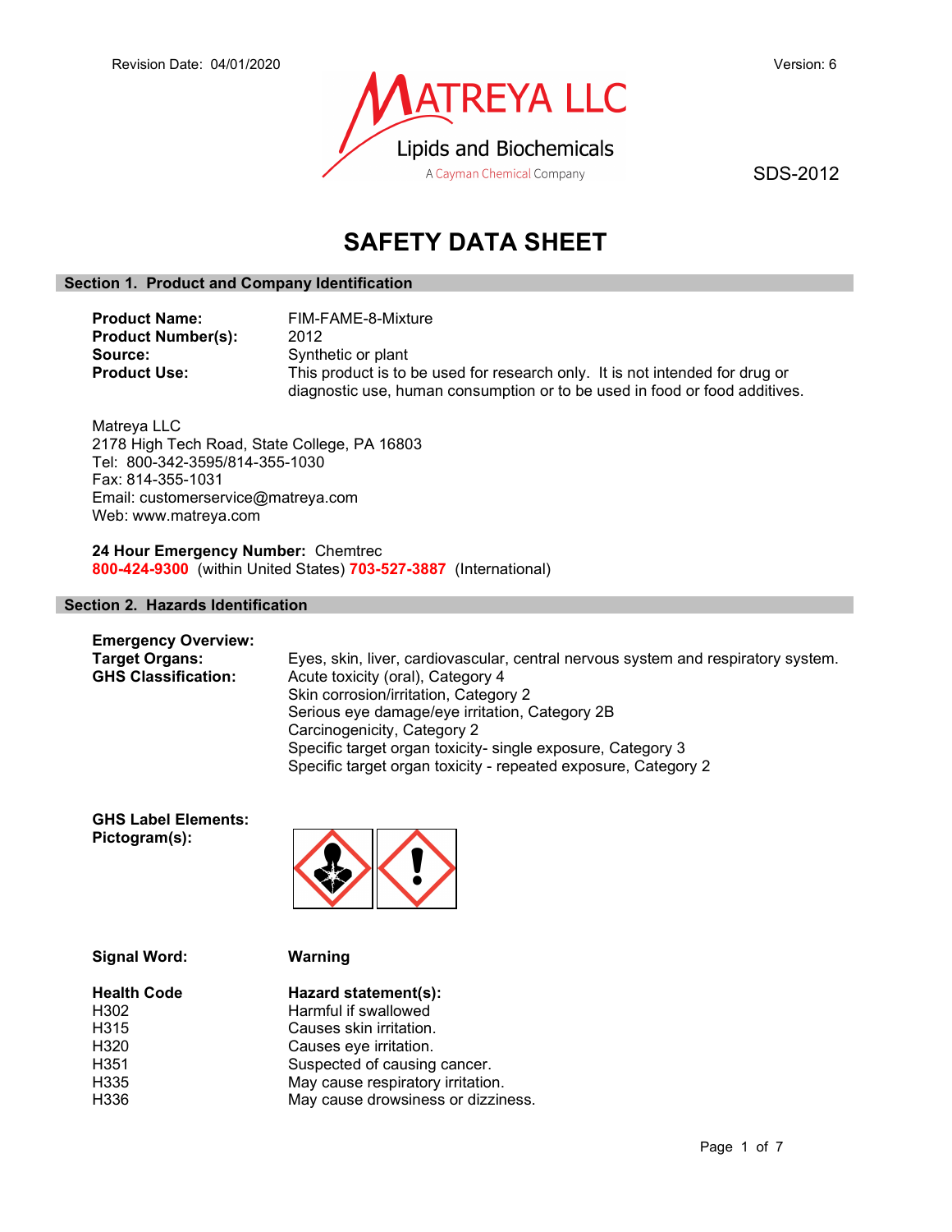Revision Date: 04/01/2020 Version: 6

MATREYA LLC
Lipids and Biochemicals
A Cayman Chemical Company

SDS-2012

# SAFETY DATA SHEET

## Section 1. Product and Company Identification

**Product Name:** FIM-FAME-8-Mixture
**Product Number(s):** 2012
**Source:** Synthetic or plant
**Product Use:** This product is to be used for research only. It is not intended for drug or diagnostic use, human consumption or to be used in food or food additives.

Matreya LLC
2178 High Tech Road, State College, PA 16803
Tel: 800-342-3595/814-355-1030
Fax: 814-355-1031
Email: customerservice@matreya.com
Web: www.matreya.com

**24 Hour Emergency Number:** Chemtrec
**800-424-9300** (within United States) **703-527-3887** (International)

## Section 2. Hazards Identification

**Emergency Overview:**
**Target Organs:** Eyes, skin, liver, cardiovascular, central nervous system and respiratory system.
**GHS Classification:** Acute toxicity (oral), Category 4
Skin corrosion/irritation, Category 2
Serious eye damage/eye irritation, Category 2B
Carcinogenicity, Category 2
Specific target organ toxicity- single exposure, Category 3
Specific target organ toxicity - repeated exposure, Category 2

**GHS Label Elements:**
**Pictogram(s):**

**Signal Word:** **Warning**

| Health Code | Hazard statement(s): |
|---|---|
| H302 | Harmful if swallowed |
| H315 | Causes skin irritation. |
| H320 | Causes eye irritation. |
| H351 | Suspected of causing cancer. |
| H335 | May cause respiratory irritation. |
| H336 | May cause drowsiness or dizziness. |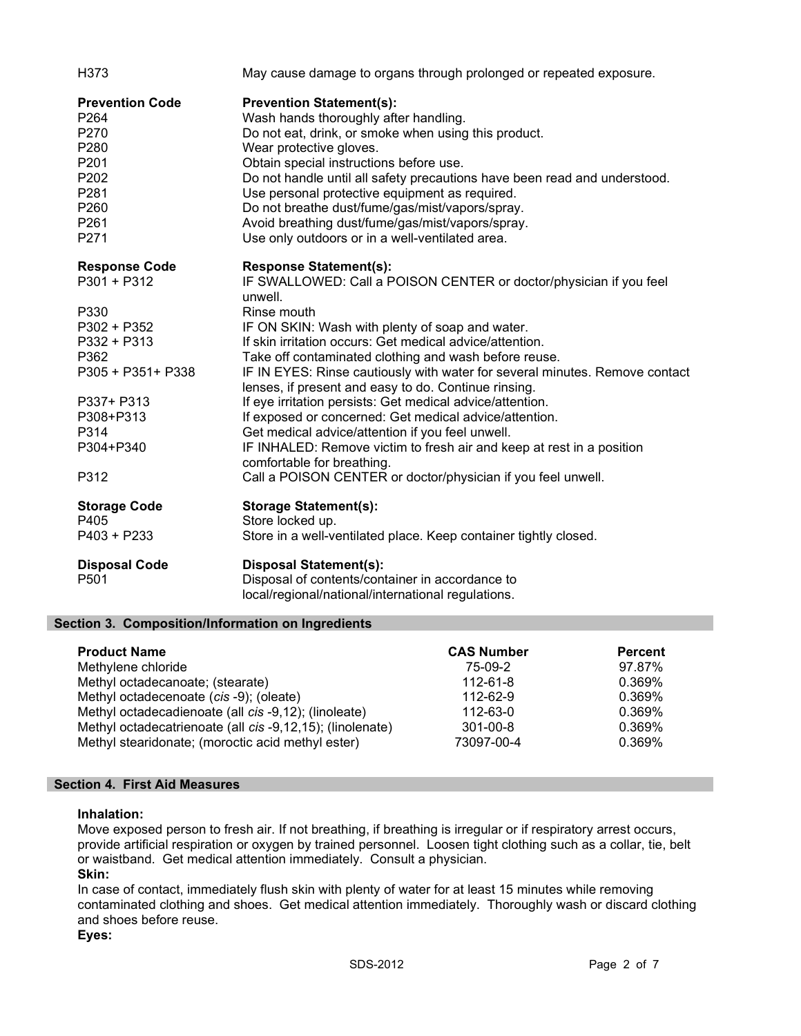| | |
|---|---|
| H373 | May cause damage to organs through prolonged or repeated exposure. |

| **Prevention Code** | **Prevention Statement(s):** |
|---|---|
| P264 | Wash hands thoroughly after handling. |
| P270 | Do not eat, drink, or smoke when using this product. |
| P280 | Wear protective gloves. |
| P201 | Obtain special instructions before use. |
| P202 | Do not handle until all safety precautions have been read and understood. |
| P281 | Use personal protective equipment as required. |
| P260 | Do not breathe dust/fume/gas/mist/vapors/spray. |
| P261 | Avoid breathing dust/fume/gas/mist/vapors/spray. |
| P271 | Use only outdoors or in a well-ventilated area. |

| **Response Code** | **Response Statement(s):** |
|---|---|
| P301 + P312 | IF SWALLOWED: Call a POISON CENTER or doctor/physician if you feel unwell. |
| P330 | Rinse mouth |
| P302 + P352 | IF ON SKIN: Wash with plenty of soap and water. |
| P332 + P313 | If skin irritation occurs: Get medical advice/attention. |
| P362 | Take off contaminated clothing and wash before reuse. |
| P305 + P351+ P338 | IF IN EYES: Rinse cautiously with water for several minutes. Remove contact lenses, if present and easy to do. Continue rinsing. |
| P337+ P313 | If eye irritation persists: Get medical advice/attention. |
| P308+P313 | If exposed or concerned: Get medical advice/attention. |
| P314 | Get medical advice/attention if you feel unwell. |
| P304+P340 | IF INHALED: Remove victim to fresh air and keep at rest in a position comfortable for breathing. |
| P312 | Call a POISON CENTER or doctor/physician if you feel unwell. |

| **Storage Code** | **Storage Statement(s):** |
|---|---|
| P405 | Store locked up. |
| P403 + P233 | Store in a well-ventilated place. Keep container tightly closed. |

| **Disposal Code** | **Disposal Statement(s):** |
|---|---|
| P501 | Disposal of contents/container in accordance to local/regional/national/international regulations. |

## Section 3. Composition/Information on Ingredients

| **Product Name** | **CAS Number** | **Percent** |
|---|---|---|
| Methylene chloride | 75-09-2 | 97.87% |
| Methyl octadecanoate; (stearate) | 112-61-8 | 0.369% |
| Methyl octadecenoate (*cis* -9); (oleate) | 112-62-9 | 0.369% |
| Methyl octadecadienoate (all *cis* -9,12); (linoleate) | 112-63-0 | 0.369% |
| Methyl octadecatrienoate (all *cis* -9,12,15); (linolenate) | 301-00-8 | 0.369% |
| Methyl stearidonate; (moroctic acid methyl ester) | 73097-00-4 | 0.369% |

## Section 4. First Aid Measures

**Inhalation:**
Move exposed person to fresh air. If not breathing, if breathing is irregular or if respiratory arrest occurs, provide artificial respiration or oxygen by trained personnel. Loosen tight clothing such as a collar, tie, belt or waistband. Get medical attention immediately. Consult a physician.

**Skin:**
In case of contact, immediately flush skin with plenty of water for at least 15 minutes while removing contaminated clothing and shoes. Get medical attention immediately. Thoroughly wash or discard clothing and shoes before reuse.

**Eyes:**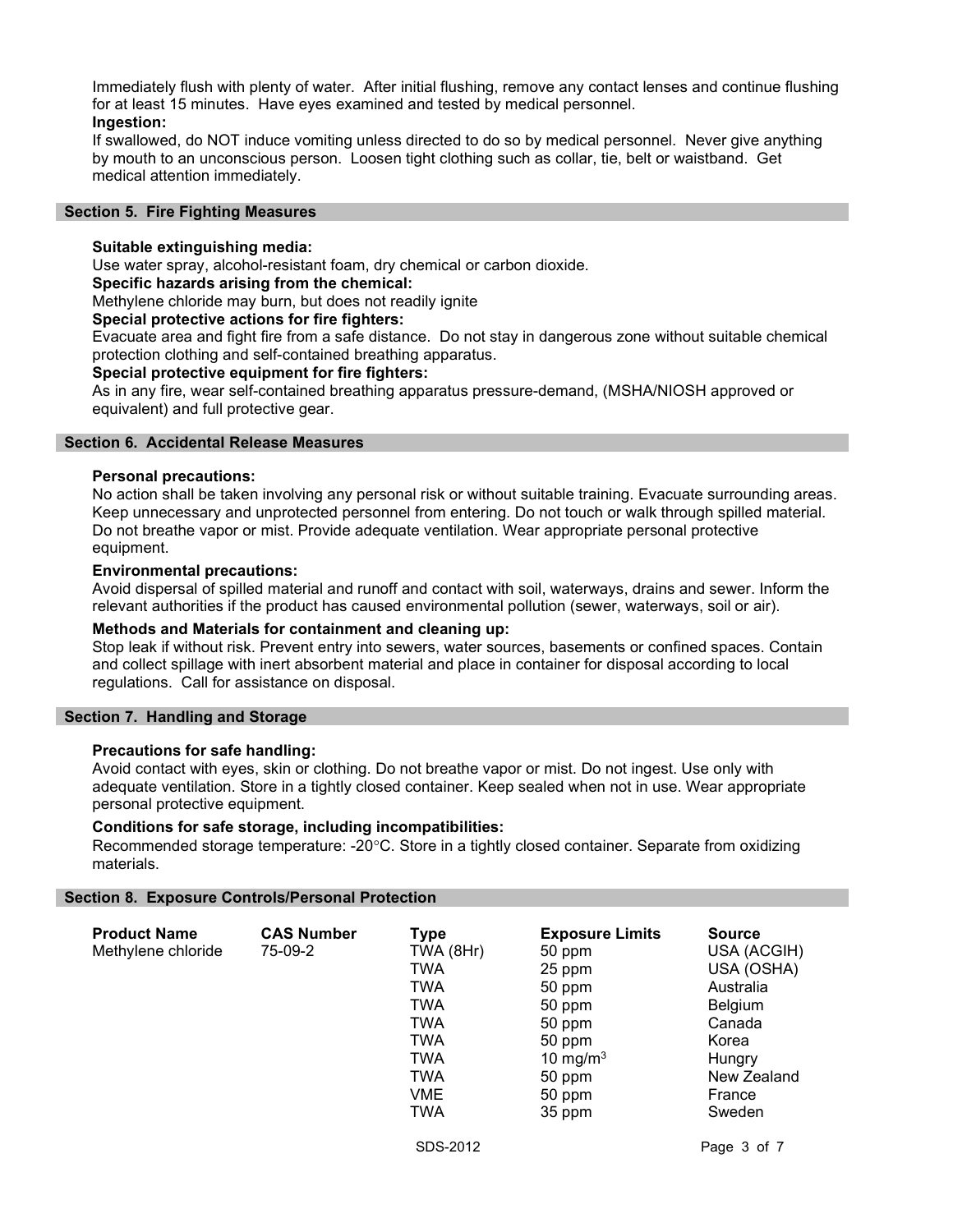Immediately flush with plenty of water. After initial flushing, remove any contact lenses and continue flushing for at least 15 minutes. Have eyes examined and tested by medical personnel.

**Ingestion:**

If swallowed, do NOT induce vomiting unless directed to do so by medical personnel. Never give anything by mouth to an unconscious person. Loosen tight clothing such as collar, tie, belt or waistband. Get medical attention immediately.

## Section 5. Fire Fighting Measures

**Suitable extinguishing media:**

Use water spray, alcohol-resistant foam, dry chemical or carbon dioxide.

**Specific hazards arising from the chemical:**

Methylene chloride may burn, but does not readily ignite

**Special protective actions for fire fighters:**

Evacuate area and fight fire from a safe distance. Do not stay in dangerous zone without suitable chemical protection clothing and self-contained breathing apparatus.

**Special protective equipment for fire fighters:**

As in any fire, wear self-contained breathing apparatus pressure-demand, (MSHA/NIOSH approved or equivalent) and full protective gear.

## Section 6. Accidental Release Measures

**Personal precautions:**

No action shall be taken involving any personal risk or without suitable training. Evacuate surrounding areas. Keep unnecessary and unprotected personnel from entering. Do not touch or walk through spilled material. Do not breathe vapor or mist. Provide adequate ventilation. Wear appropriate personal protective equipment.

**Environmental precautions:**

Avoid dispersal of spilled material and runoff and contact with soil, waterways, drains and sewer. Inform the relevant authorities if the product has caused environmental pollution (sewer, waterways, soil or air).

**Methods and Materials for containment and cleaning up:**

Stop leak if without risk. Prevent entry into sewers, water sources, basements or confined spaces. Contain and collect spillage with inert absorbent material and place in container for disposal according to local regulations. Call for assistance on disposal.

## Section 7. Handling and Storage

**Precautions for safe handling:**

Avoid contact with eyes, skin or clothing. Do not breathe vapor or mist. Do not ingest. Use only with adequate ventilation. Store in a tightly closed container. Keep sealed when not in use. Wear appropriate personal protective equipment.

**Conditions for safe storage, including incompatibilities:**

Recommended storage temperature: -20°C. Store in a tightly closed container. Separate from oxidizing materials.

## Section 8. Exposure Controls/Personal Protection

| Product Name | CAS Number | Type | Exposure Limits | Source |
|---|---|---|---|---|
| Methylene chloride | 75-09-2 | TWA (8Hr) | 50 ppm | USA (ACGIH) |
| | | TWA | 25 ppm | USA (OSHA) |
| | | TWA | 50 ppm | Australia |
| | | TWA | 50 ppm | Belgium |
| | | TWA | 50 ppm | Canada |
| | | TWA | 50 ppm | Korea |
| | | TWA | 10 $mg/m^3$ | Hungry |
| | | TWA | 50 ppm | New Zealand |
| | | VME | 50 ppm | France |
| | | TWA | 35 ppm | Sweden |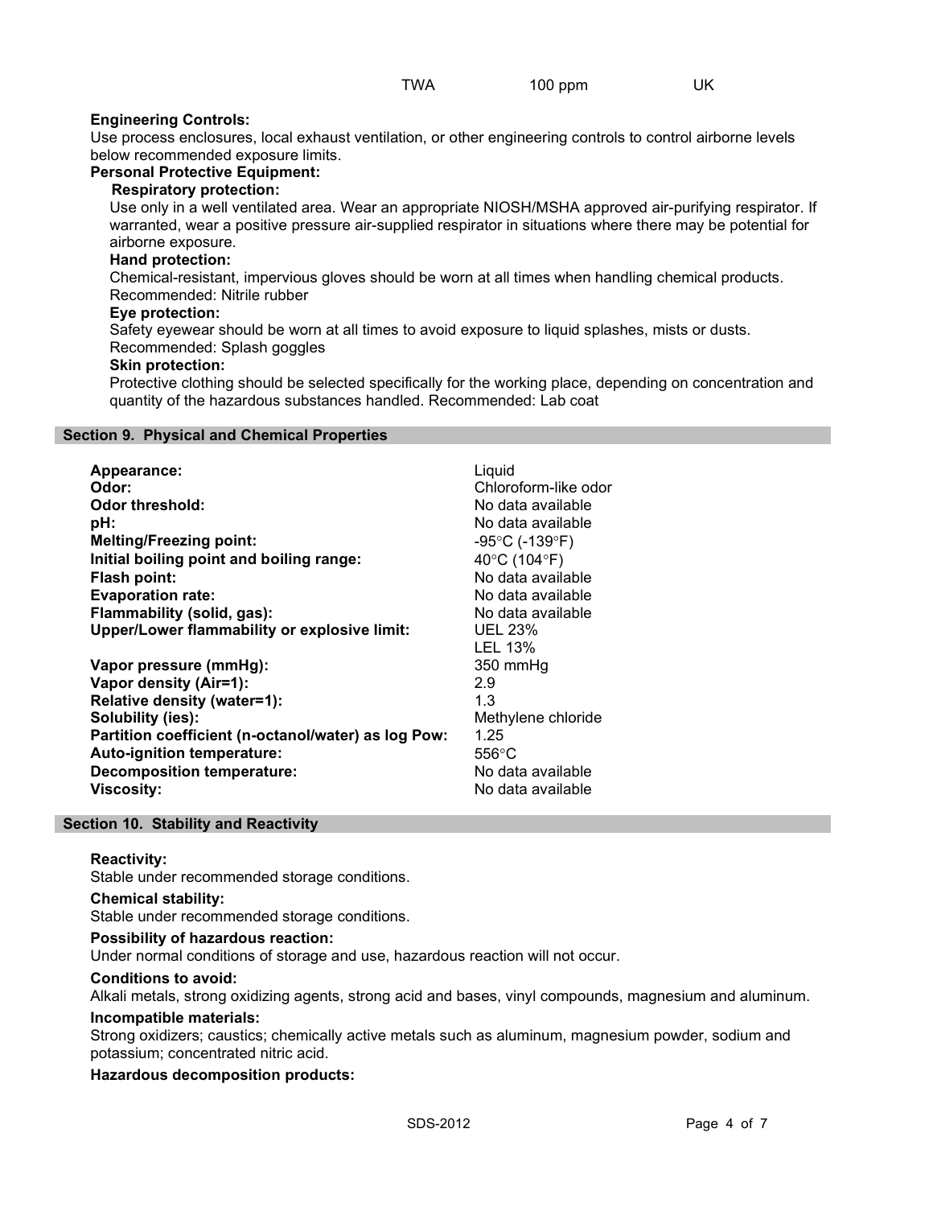| | TWA | 100 ppm | UK |
|---|---|---|---|

**Engineering Controls:**
Use process enclosures, local exhaust ventilation, or other engineering controls to control airborne levels below recommended exposure limits.

**Personal Protective Equipment:**

**Respiratory protection:**
Use only in a well ventilated area. Wear an appropriate NIOSH/MSHA approved air-purifying respirator. If warranted, wear a positive pressure air-supplied respirator in situations where there may be potential for airborne exposure.

**Hand protection:**
Chemical-resistant, impervious gloves should be worn at all times when handling chemical products. Recommended: Nitrile rubber

**Eye protection:**
Safety eyewear should be worn at all times to avoid exposure to liquid splashes, mists or dusts. Recommended: Splash goggles

**Skin protection:**
Protective clothing should be selected specifically for the working place, depending on concentration and quantity of the hazardous substances handled. Recommended: Lab coat

## Section 9. Physical and Chemical Properties

| | |
|---|---|
| **Appearance:** | Liquid |
| **Odor:** | Chloroform-like odor |
| **Odor threshold:** | No data available |
| **pH:** | No data available |
| **Melting/Freezing point:** | -95°C (-139°F) |
| **Initial boiling point and boiling range:** | 40°C (104°F) |
| **Flash point:** | No data available |
| **Evaporation rate:** | No data available |
| **Flammability (solid, gas):** | No data available |
| **Upper/Lower flammability or explosive limit:** | UEL 23%<br>LEL 13% |
| **Vapor pressure (mmHg):** | 350 mmHg |
| **Vapor density (Air=1):** | 2.9 |
| **Relative density (water=1):** | 1.3 |
| **Solubility (ies):** | Methylene chloride |
| **Partition coefficient (n-octanol/water) as log Pow:** | 1.25 |
| **Auto-ignition temperature:** | 556°C |
| **Decomposition temperature:** | No data available |
| **Viscosity:** | No data available |

## Section 10. Stability and Reactivity

**Reactivity:**
Stable under recommended storage conditions.

**Chemical stability:**
Stable under recommended storage conditions.

**Possibility of hazardous reaction:**
Under normal conditions of storage and use, hazardous reaction will not occur.

**Conditions to avoid:**
Alkali metals, strong oxidizing agents, strong acid and bases, vinyl compounds, magnesium and aluminum.

**Incompatible materials:**
Strong oxidizers; caustics; chemically active metals such as aluminum, magnesium powder, sodium and potassium; concentrated nitric acid.

**Hazardous decomposition products:**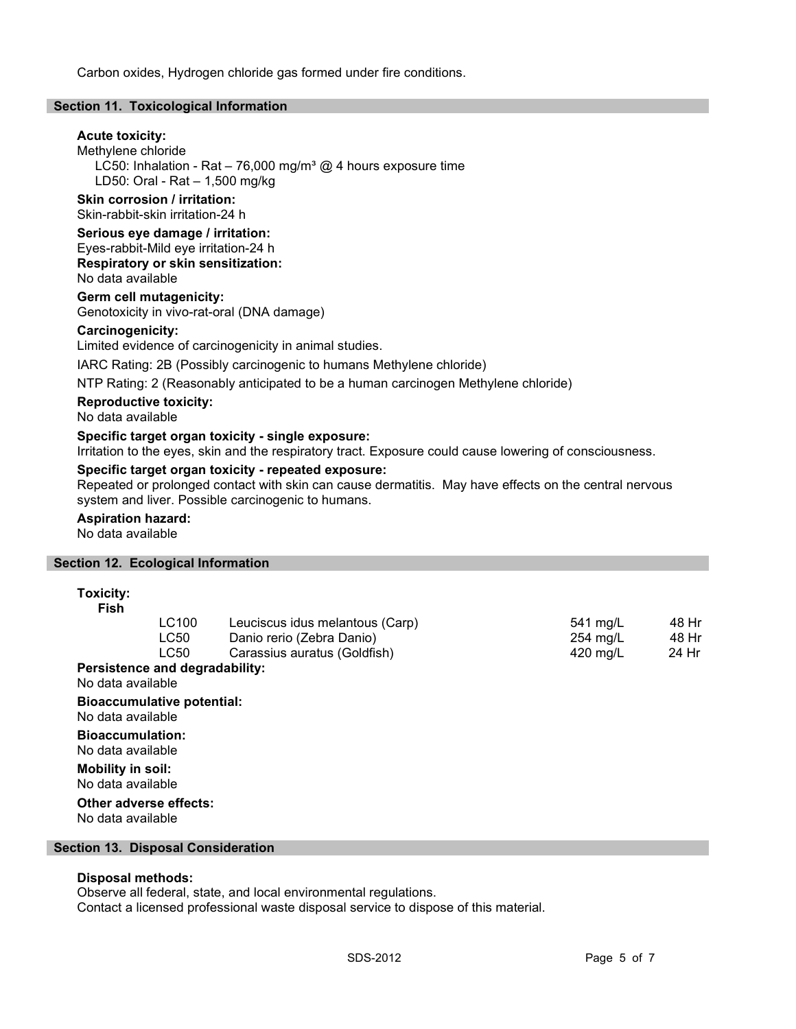Carbon oxides, Hydrogen chloride gas formed under fire conditions.

## Section 11. Toxicological Information

**Acute toxicity:**
Methylene chloride
LC50: Inhalation - Rat – 76,000 mg/m³ @ 4 hours exposure time
LD50: Oral - Rat – 1,500 mg/kg

**Skin corrosion / irritation:**
Skin-rabbit-skin irritation-24 h

**Serious eye damage / irritation:**
Eyes-rabbit-Mild eye irritation-24 h

**Respiratory or skin sensitization:**
No data available

**Germ cell mutagenicity:**
Genotoxicity in vivo-rat-oral (DNA damage)

**Carcinogenicity:**
Limited evidence of carcinogenicity in animal studies.

IARC Rating: 2B (Possibly carcinogenic to humans Methylene chloride)

NTP Rating: 2 (Reasonably anticipated to be a human carcinogen Methylene chloride)

**Reproductive toxicity:**
No data available

**Specific target organ toxicity - single exposure:**
Irritation to the eyes, skin and the respiratory tract. Exposure could cause lowering of consciousness.

**Specific target organ toxicity - repeated exposure:**
Repeated or prolonged contact with skin can cause dermatitis. May have effects on the central nervous system and liver. Possible carcinogenic to humans.

**Aspiration hazard:**
No data available

## Section 12. Ecological Information

**Toxicity:**

**Fish**

| | | | |
|---|---|---|---|
| LC100 | Leuciscus idus melantous (Carp) | 541 mg/L | 48 Hr |
| LC50 | Danio rerio (Zebra Danio) | 254 mg/L | 48 Hr |
| LC50 | Carassius auratus (Goldfish) | 420 mg/L | 24 Hr |

**Persistence and degradability:**
No data available

**Bioaccumulative potential:**
No data available

**Bioaccumulation:**
No data available

**Mobility in soil:**
No data available

**Other adverse effects:**
No data available

## Section 13. Disposal Consideration

**Disposal methods:**
Observe all federal, state, and local environmental regulations.
Contact a licensed professional waste disposal service to dispose of this material.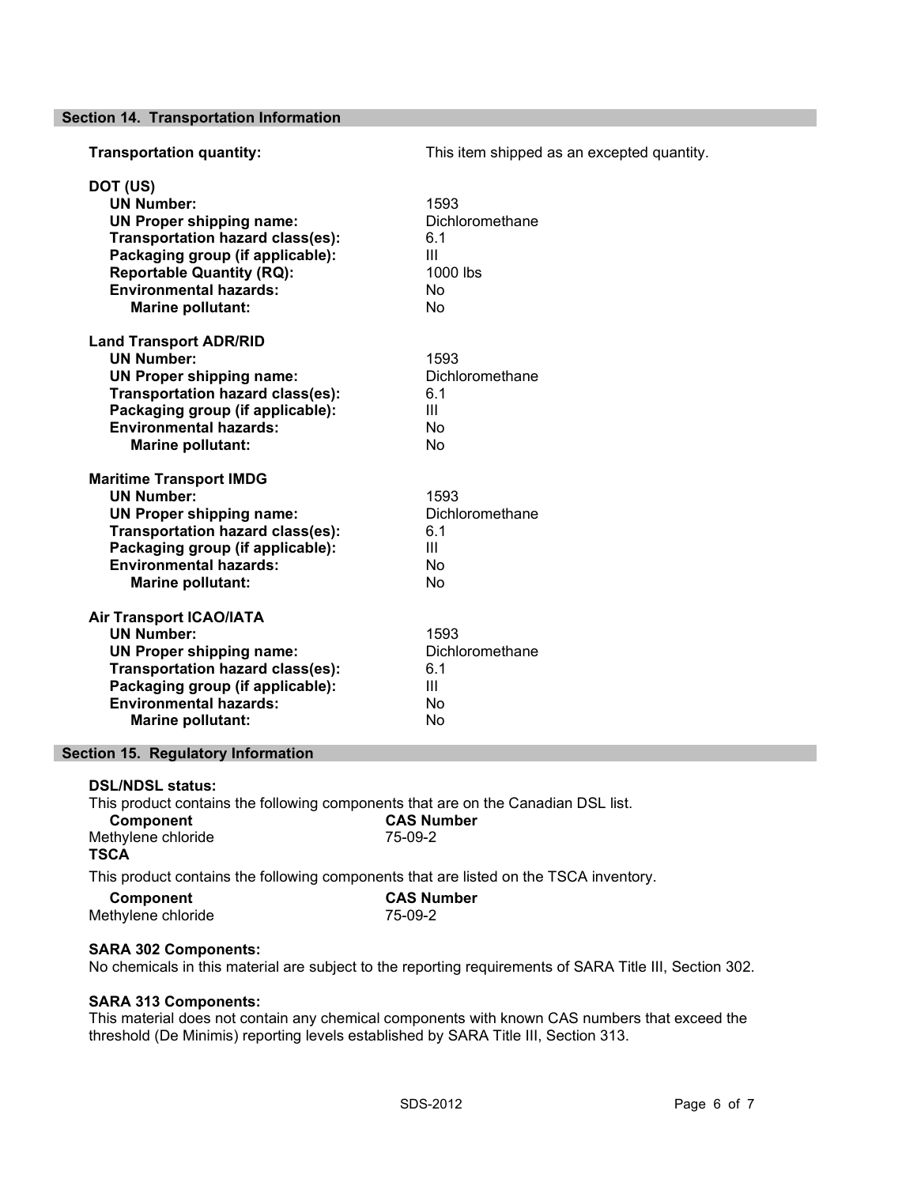## Section 14. Transportation Information

**Transportation quantity:** This item shipped as an excepted quantity.

**DOT (US)**

| | |
|---|---|
| **UN Number:** | 1593 |
| **UN Proper shipping name:** | Dichloromethane |
| **Transportation hazard class(es):** | 6.1 |
| **Packaging group (if applicable):** | III |
| **Reportable Quantity (RQ):** | 1000 lbs |
| **Environmental hazards:** | No |
| **Marine pollutant:** | No |

**Land Transport ADR/RID**

| | |
|---|---|
| **UN Number:** | 1593 |
| **UN Proper shipping name:** | Dichloromethane |
| **Transportation hazard class(es):** | 6.1 |
| **Packaging group (if applicable):** | III |
| **Environmental hazards:** | No |
| **Marine pollutant:** | No |

**Maritime Transport IMDG**

| | |
|---|---|
| **UN Number:** | 1593 |
| **UN Proper shipping name:** | Dichloromethane |
| **Transportation hazard class(es):** | 6.1 |
| **Packaging group (if applicable):** | III |
| **Environmental hazards:** | No |
| **Marine pollutant:** | No |

**Air Transport ICAO/IATA**

| | |
|---|---|
| **UN Number:** | 1593 |
| **UN Proper shipping name:** | Dichloromethane |
| **Transportation hazard class(es):** | 6.1 |
| **Packaging group (if applicable):** | III |
| **Environmental hazards:** | No |
| **Marine pollutant:** | No |

## Section 15. Regulatory Information

**DSL/NDSL status:**

This product contains the following components that are on the Canadian DSL list.

| Component | CAS Number |
|---|---|
| Methylene chloride | 75-09-2 |

**TSCA**

This product contains the following components that are listed on the TSCA inventory.

| Component | CAS Number |
|---|---|
| Methylene chloride | 75-09-2 |

**SARA 302 Components:**

No chemicals in this material are subject to the reporting requirements of SARA Title III, Section 302.

**SARA 313 Components:**

This material does not contain any chemical components with known CAS numbers that exceed the threshold (De Minimis) reporting levels established by SARA Title III, Section 313.

SDS-2012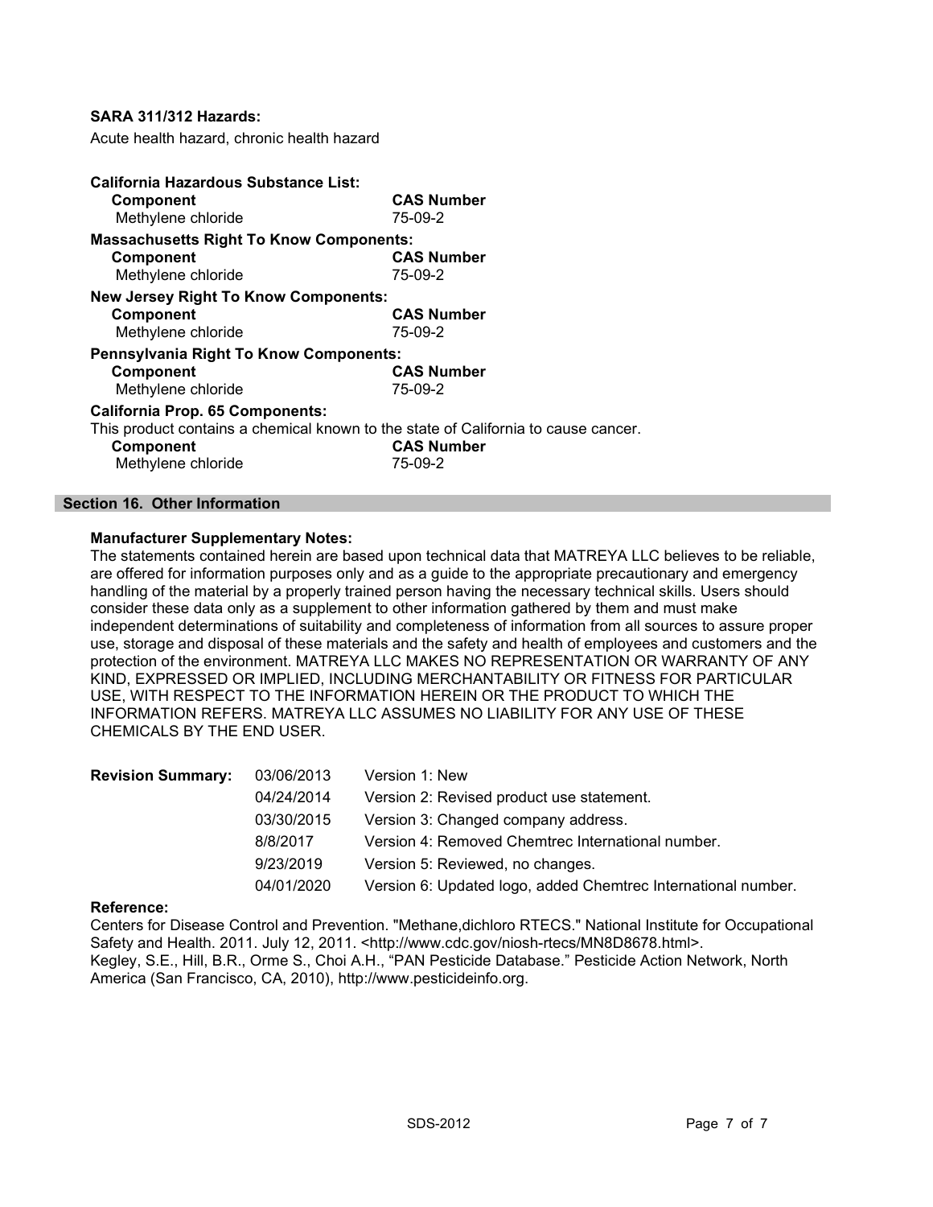**SARA 311/312 Hazards:**

Acute health hazard, chronic health hazard

**California Hazardous Substance List:**

| Component | CAS Number |
| --- | --- |
| Methylene chloride | 75-09-2 |

**Massachusetts Right To Know Components:**

| Component | CAS Number |
| --- | --- |
| Methylene chloride | 75-09-2 |

**New Jersey Right To Know Components:**

| Component | CAS Number |
| --- | --- |
| Methylene chloride | 75-09-2 |

**Pennsylvania Right To Know Components:**

| Component | CAS Number |
| --- | --- |
| Methylene chloride | 75-09-2 |

**California Prop. 65 Components:**

This product contains a chemical known to the state of California to cause cancer.

| Component | CAS Number |
| --- | --- |
| Methylene chloride | 75-09-2 |

## Section 16. Other Information

**Manufacturer Supplementary Notes:**

The statements contained herein are based upon technical data that MATREYA LLC believes to be reliable, are offered for information purposes only and as a guide to the appropriate precautionary and emergency handling of the material by a properly trained person having the necessary technical skills. Users should consider these data only as a supplement to other information gathered by them and must make independent determinations of suitability and completeness of information from all sources to assure proper use, storage and disposal of these materials and the safety and health of employees and customers and the protection of the environment. MATREYA LLC MAKES NO REPRESENTATION OR WARRANTY OF ANY KIND, EXPRESSED OR IMPLIED, INCLUDING MERCHANTABILITY OR FITNESS FOR PARTICULAR USE, WITH RESPECT TO THE INFORMATION HEREIN OR THE PRODUCT TO WHICH THE INFORMATION REFERS. MATREYA LLC ASSUMES NO LIABILITY FOR ANY USE OF THESE CHEMICALS BY THE END USER.

| | | |
| --- | --- | --- |
| **Revision Summary:** | 03/06/2013 | Version 1: New |
| | 04/24/2014 | Version 2: Revised product use statement. |
| | 03/30/2015 | Version 3: Changed company address. |
| | 8/8/2017 | Version 4: Removed Chemtrec International number. |
| | 9/23/2019 | Version 5: Reviewed, no changes. |
| | 04/01/2020 | Version 6: Updated logo, added Chemtrec International number. |

**Reference:**

Centers for Disease Control and Prevention. "Methane,dichloro RTECS." National Institute for Occupational Safety and Health. 2011. July 12, 2011. <http://www.cdc.gov/niosh-rtecs/MN8D8678.html>.
Kegley, S.E., Hill, B.R., Orme S., Choi A.H., "PAN Pesticide Database." Pesticide Action Network, North America (San Francisco, CA, 2010), http://www.pesticideinfo.org.

SDS-2012